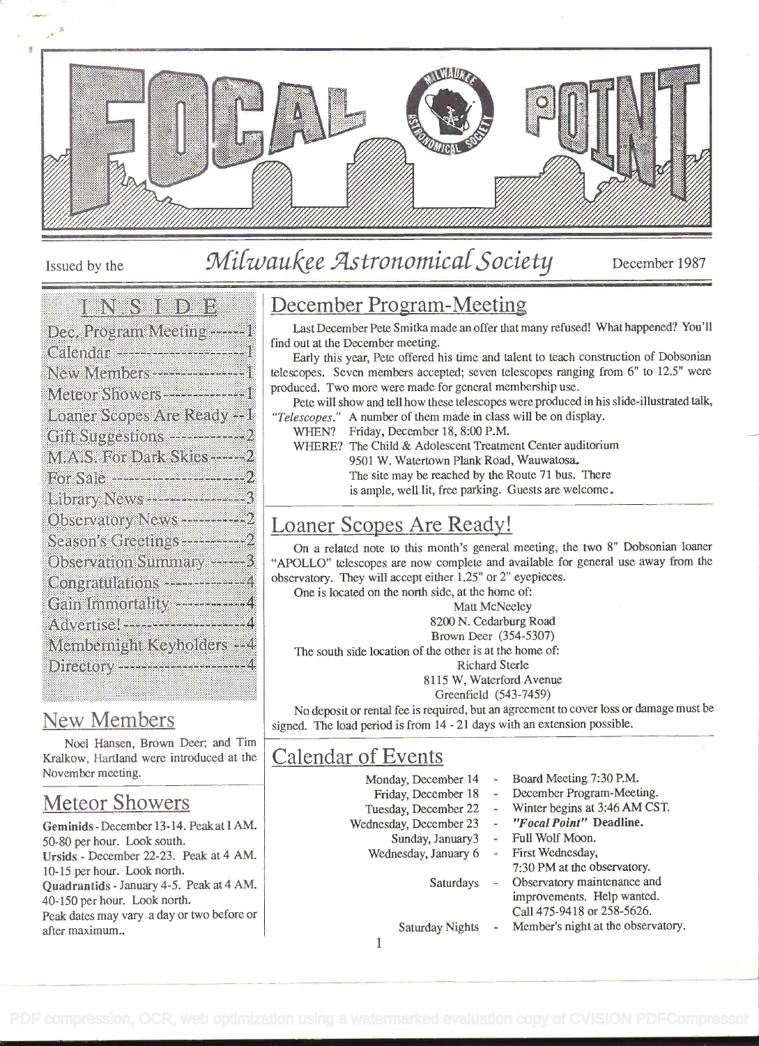# FOCAL POINT

Issued by the *Milwaukee Astronomical Society* December 1987

## INSIDE

- Dec. Program Meeting ------1
- Calendar ---------------------1
- New Members ----------------1
- Meteor Showers --------------1
- Loaner Scopes Are Ready --1
- Gift Suggestions ------------2
- M.A.S. For Dark Skies------2
- For Sale -----------------------2
- Library News ----------------3
- Observatory News -----------2
- Season's Greetings -----------2
- Observation Summary ------3
- Congratulations --------------4
- Gain Immortality ------------4
- Advertise! ---------------------4
- Membernight Keyholders --4
- Directory ---------------------4

## New Members

Noel Hansen, Brown Deer; and Tim Kralkow, Hartland were introduced at the November meeting.

## Meteor Showers

**Geminids** - December 13-14. Peak at 1 AM. 50-80 per hour. Look south.

**Ursids** - December 22-23. Peak at 4 AM. 10-15 per hour. Look north.

**Quadrantids** - January 4-5. Peak at 4 AM. 40-150 per hour. Look north.

Peak dates may vary a day or two before or after maximum..

## December Program-Meeting

Last December Pete Smitka made an offer that many refused! What happened? You'll find out at the December meeting.

Early this year, Pete offered his time and talent to teach construction of Dobsonian telescopes. Seven members accepted; seven telescopes ranging from 6" to 12.5" were produced. Two more were made for general membership use.

Pete will show and tell how these telescopes were produced in his slide-illustrated talk, *"Telescopes."* A number of them made in class will be on display.

WHEN? Friday, December 18, 8:00 P.M.

WHERE? The Child & Adolescent Treatment Center auditorium
9501 W. Watertown Plank Road, Wauwatosa.
The site may be reached by the Route 71 bus. There is ample, well lit, free parking. Guests are welcome.

## Loaner Scopes Are Ready!

On a related note to this month's general meeting, the two 8" Dobsonian loaner "APOLLO" telescopes are now complete and available for general use away from the observatory. They will accept either 1.25" or 2" eyepieces.

One is located on the north side, at the home of:

Matt McNeeley
8200 N. Cedarburg Road
Brown Deer (354-5307)

The south side location of the other is at the home of:

Richard Sterle
8115 W, Waterford Avenue
Greenfield (543-7459)

No deposit or rental fee is required, but an agreement to cover loss or damage must be signed. The load period is from 14 - 21 days with an extension possible.

## Calendar of Events

| | | |
|---|---|---|
| Monday, December 14 | - | Board Meeting 7:30 P.M. |
| Friday, December 18 | - | December Program-Meeting. |
| Tuesday, December 22 | - | Winter begins at 3:46 AM CST. |
| Wednesday, December 23 | - | *"Focal Point"* **Deadline.** |
| Sunday, January3 | - | Full Wolf Moon. |
| Wednesday, January 6 | - | First Wednesday, 7:30 PM at the observatory. |
| Saturdays | - | Observatory maintenance and improvements. Help wanted. Call 475-9418 or 258-5626. |
| Saturday Nights | - | Member's night at the observatory. |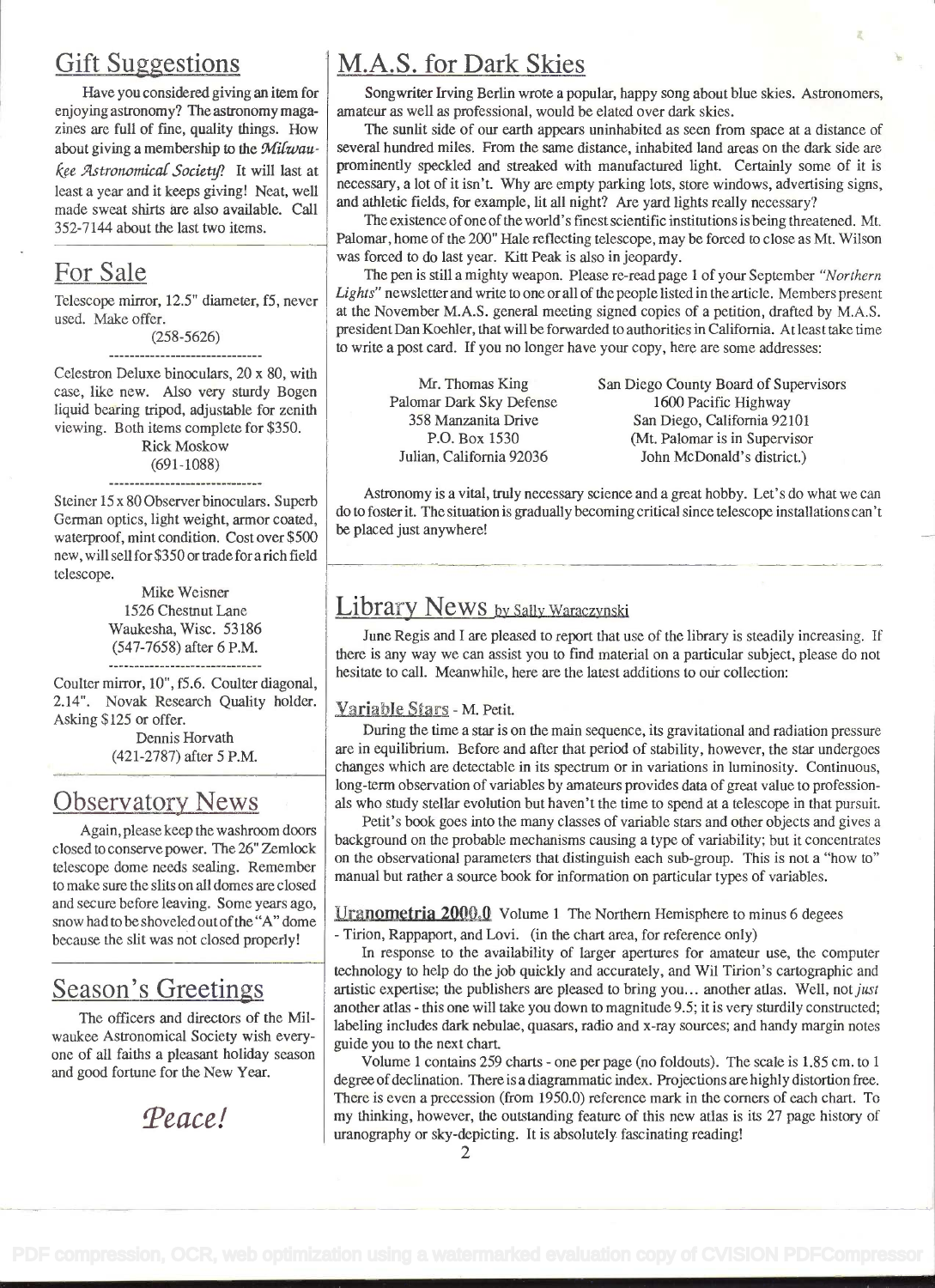## Gift Suggestions

Have you considered giving an item for enjoying astronomy? The astronomy magazines are full of fine, quality things. How about giving a membership to the *Milwaukee Astronomical Society*? It will last at least a year and it keeps giving! Neat, well made sweat shirts are also available. Call 352-7144 about the last two items.

## For Sale

Telescope mirror, 12.5" diameter, f5, never used. Make offer.

(258-5626)

---

Celestron Deluxe binoculars, 20 x 80, with case, like new. Also very sturdy Bogen liquid bearing tripod, adjustable for zenith viewing. Both items complete for $350.

Rick Moskow
(691-1088)

---

Steiner 15 x 80 Observer binoculars. Superb German optics, light weight, armor coated, waterproof, mint condition. Cost over $500 new, will sell for $350 or trade for a rich field telescope.

Mike Weisner
1526 Chestnut Lane
Waukesha, Wisc. 53186
(547-7658) after 6 P.M.

---

Coulter mirror, 10", f5.6. Coulter diagonal, 2.14". Novak Research Quality holder. Asking $125 or offer.

Dennis Horvath
(421-2787) after 5 P.M.

## Observatory News

Again, please keep the washroom doors closed to conserve power. The 26" Zemlock telescope dome needs sealing. Remember to make sure the slits on all domes are closed and secure before leaving. Some years ago, snow had to be shoveled out of the "A" dome because the slit was not closed properly!

## Season's Greetings

The officers and directors of the Milwaukee Astronomical Society wish everyone of all faiths a pleasant holiday season and good fortune for the New Year.

*Peace!*

## M.A.S. for Dark Skies

Songwriter Irving Berlin wrote a popular, happy song about blue skies. Astronomers, amateur as well as professional, would be elated over dark skies.

The sunlit side of our earth appears uninhabited as seen from space at a distance of several hundred miles. From the same distance, inhabited land areas on the dark side are prominently speckled and streaked with manufactured light. Certainly some of it is necessary, a lot of it isn't. Why are empty parking lots, store windows, advertising signs, and athletic fields, for example, lit all night? Are yard lights really necessary?

The existence of one of the world's finest scientific institutions is being threatened. Mt. Palomar, home of the 200" Hale reflecting telescope, may be forced to close as Mt. Wilson was forced to do last year. Kitt Peak is also in jeopardy.

The pen is still a mighty weapon. Please re-read page 1 of your September *"Northern Lights"* newsletter and write to one or all of the people listed in the article. Members present at the November M.A.S. general meeting signed copies of a petition, drafted by M.A.S. president Dan Koehler, that will be forwarded to authorities in California. At least take time to write a post card. If you no longer have your copy, here are some addresses:

Mr. Thomas King
Palomar Dark Sky Defense
358 Manzanita Drive
P.O. Box 1530
Julian, California 92036

San Diego County Board of Supervisors
1600 Pacific Highway
San Diego, California 92101
(Mt. Palomar is in Supervisor John McDonald's district.)

Astronomy is a vital, truly necessary science and a great hobby. Let's do what we can do to foster it. The situation is gradually becoming critical since telescope installations can't be placed just anywhere!

## Library News by Sally Waraczynski

June Regis and I are pleased to report that use of the library is steadily increasing. If there is any way we can assist you to find material on a particular subject, please do not hesitate to call. Meanwhile, here are the latest additions to our collection:

**Variable Stars** - M. Petit.

During the time a star is on the main sequence, its gravitational and radiation pressure are in equilibrium. Before and after that period of stability, however, the star undergoes changes which are detectable in its spectrum or in variations in luminosity. Continuous, long-term observation of variables by amateurs provides data of great value to professionals who study stellar evolution but haven't the time to spend at a telescope in that pursuit.

Petit's book goes into the many classes of variable stars and other objects and gives a background on the probable mechanisms causing a type of variability; but it concentrates on the observational parameters that distinguish each sub-group. This is not a "how to" manual but rather a source book for information on particular types of variables.

**Uranometria 2000.0** Volume 1 The Northern Hemisphere to minus 6 degees - Tirion, Rappaport, and Lovi. (in the chart area, for reference only)

In response to the availability of larger apertures for amateur use, the computer technology to help do the job quickly and accurately, and Wil Tirion's cartographic and artistic expertise; the publishers are pleased to bring you... another atlas. Well, not *just* another atlas - this one will take you down to magnitude 9.5; it is very sturdily constructed; labeling includes dark nebulae, quasars, radio and x-ray sources; and handy margin notes guide you to the next chart.

Volume 1 contains 259 charts - one per page (no foldouts). The scale is 1.85 cm. to 1 degree of declination. There is a diagrammatic index. Projections are highly distortion free. There is even a precession (from 1950.0) reference mark in the corners of each chart. To my thinking, however, the outstanding feature of this new atlas is its 27 page history of uranography or sky-depicting. It is absolutely fascinating reading!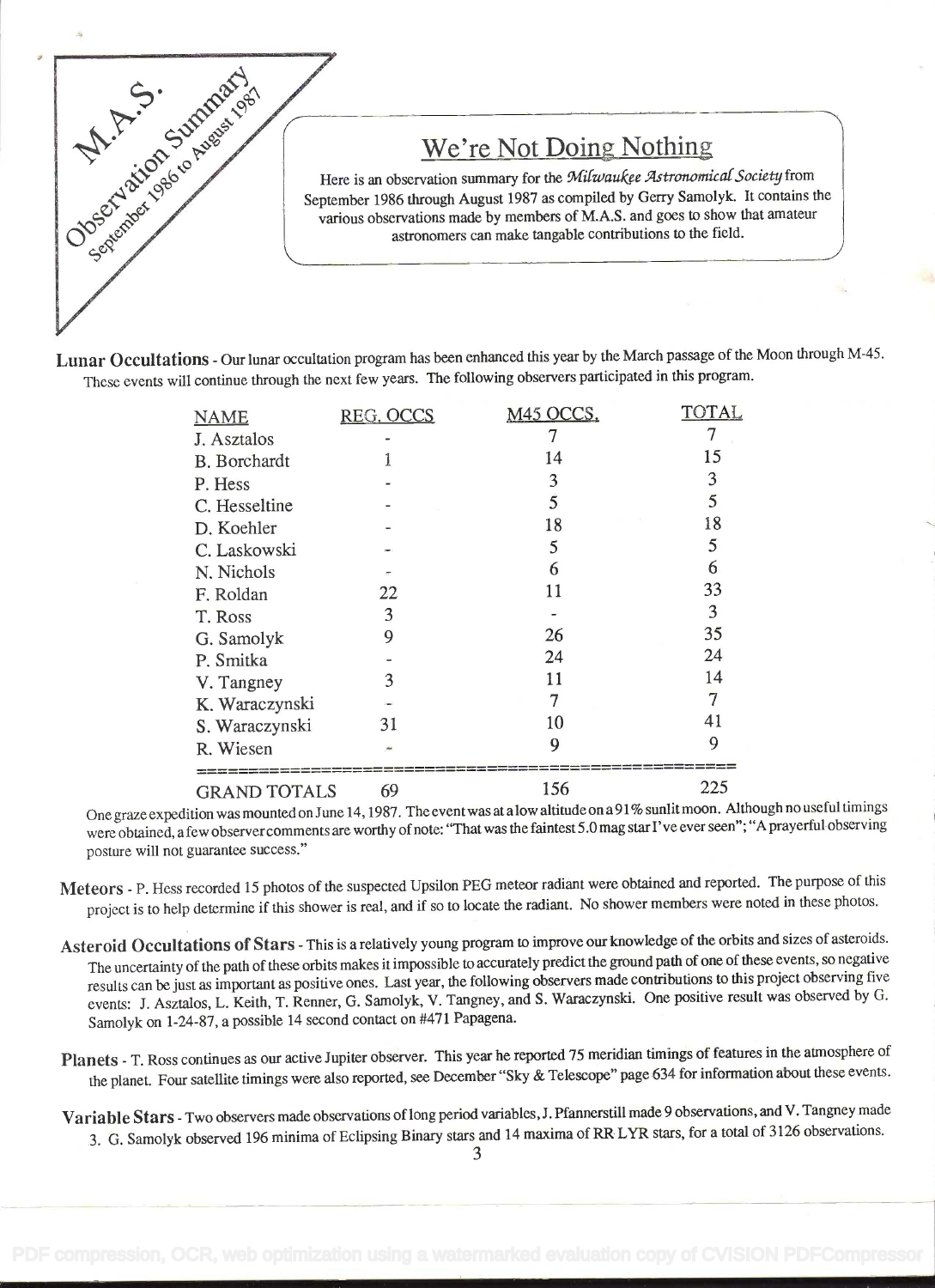M.A.S. Observation Summary September 1986 to August 1987

## We're Not Doing Nothing

Here is an observation summary for the *Milwaukee Astronomical Society* from September 1986 through August 1987 as compiled by Gerry Samolyk. It contains the various observations made by members of M.A.S. and goes to show that amateur astronomers can make tangable contributions to the field.

**Lunar Occultations** - Our lunar occultation program has been enhanced this year by the March passage of the Moon through M-45. These events will continue through the next few years. The following observers participated in this program.

| NAME | REG. OCCS | M45 OCCS. | TOTAL |
|---|---|---|---|
| J. Asztalos | - | 7 | 7 |
| B. Borchardt | 1 | 14 | 15 |
| P. Hess | - | 3 | 3 |
| C. Hesseltine | - | 5 | 5 |
| D. Koehler | - | 18 | 18 |
| C. Laskowski | - | 5 | 5 |
| N. Nichols | - | 6 | 6 |
| F. Roldan | 22 | 11 | 33 |
| T. Ross | 3 | - | 3 |
| G. Samolyk | 9 | 26 | 35 |
| P. Smitka | - | 24 | 24 |
| V. Tangney | 3 | 11 | 14 |
| K. Waraczynski | - | 7 | 7 |
| S. Waraczynski | 31 | 10 | 41 |
| R. Wiesen | - | 9 | 9 |
| GRAND TOTALS | 69 | 156 | 225 |

One graze expedition was mounted on June 14, 1987. The event was at a low altitude on a 91% sunlit moon. Although no useful timings were obtained, a few observer comments are worthy of note: "That was the faintest 5.0 mag star I've ever seen"; "A prayerful observing posture will not guarantee success."

**Meteors** - P. Hess recorded 15 photos of the suspected Upsilon PEG meteor radiant were obtained and reported. The purpose of this project is to help determine if this shower is real, and if so to locate the radiant. No shower members were noted in these photos.

**Asteroid Occultations of Stars** - This is a relatively young program to improve our knowledge of the orbits and sizes of asteroids. The uncertainty of the path of these orbits makes it impossible to accurately predict the ground path of one of these events, so negative results can be just as important as positive ones. Last year, the following observers made contributions to this project observing five events: J. Asztalos, L. Keith, T. Renner, G. Samolyk, V. Tangney, and S. Waraczynski. One positive result was observed by G. Samolyk on 1-24-87, a possible 14 second contact on #471 Papagena.

**Planets** - T. Ross continues as our active Jupiter observer. This year he reported 75 meridian timings of features in the atmosphere of the planet. Four satellite timings were also reported, see December "Sky & Telescope" page 634 for information about these events.

**Variable Stars** - Two observers made observations of long period variables, J. Pfannerstill made 9 observations, and V. Tangney made 3. G. Samolyk observed 196 minima of Eclipsing Binary stars and 14 maxima of RR LYR stars, for a total of 3126 observations.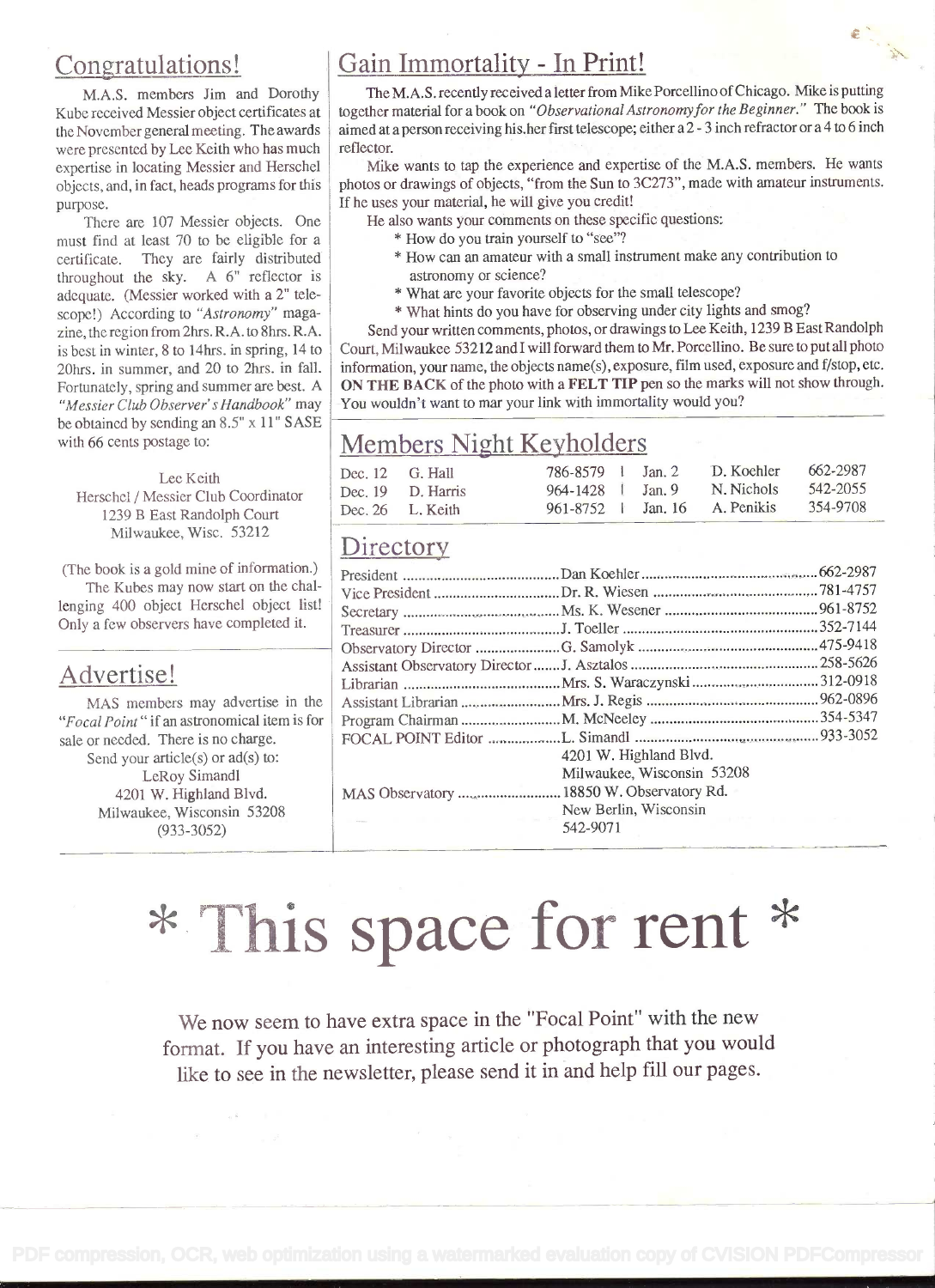## Congratulations!

M.A.S. members Jim and Dorothy Kube received Messier object certificates at the November general meeting. The awards were presented by Lee Keith who has much expertise in locating Messier and Herschel objects, and, in fact, heads programs for this purpose.

There are 107 Messier objects. One must find at least 70 to be eligible for a certificate. They are fairly distributed throughout the sky. A 6" reflector is adequate. (Messier worked with a 2" telescope!) According to *"Astronomy"* magazine, the region from 2hrs. R.A. to 8hrs. R.A. is best in winter, 8 to 14hrs. in spring, 14 to 20hrs. in summer, and 20 to 2hrs. in fall. Fortunately, spring and summer are best. A *"Messier Club Observer's Handbook"* may be obtained by sending an 8.5" x 11" SASE with 66 cents postage to:

Lee Keith
Herschel / Messier Club Coordinator
1239 B East Randolph Court
Milwaukee, Wisc. 53212

(The book is a gold mine of information.)

The Kubes may now start on the challenging 400 object Herschel object list! Only a few observers have completed it.

## Advertise!

MAS members may advertise in the *"Focal Point"* if an astronomical item is for sale or needed. There is no charge.

Send your article(s) or ad(s) to:
LeRoy Simandl
4201 W. Highland Blvd.
Milwaukee, Wisconsin 53208
(933-3052)

## Gain Immortality - In Print!

The M.A.S. recently received a letter from Mike Porcellino of Chicago. Mike is putting together material for a book on *"Observational Astronomy for the Beginner."* The book is aimed at a person receiving his.her first telescope; either a 2 - 3 inch refractor or a 4 to 6 inch reflector.

Mike wants to tap the experience and expertise of the M.A.S. members. He wants photos or drawings of objects, "from the Sun to 3C273", made with amateur instruments. If he uses your material, he will give you credit!

He also wants your comments on these specific questions:

* How do you train yourself to "see"?
* How can an amateur with a small instrument make any contribution to astronomy or science?
* What are your favorite objects for the small telescope?
* What hints do you have for observing under city lights and smog?

Send your written comments, photos, or drawings to Lee Keith, 1239 B East Randolph Court, Milwaukee 53212 and I will forward them to Mr. Porcellino. Be sure to put all photo information, your name, the objects name(s), exposure, film used, exposure and f/stop, etc. **ON THE BACK** of the photo with a **FELT TIP** pen so the marks will not show through. You wouldn't want to mar your link with immortality would you?

## Members Night Keyholders

| | | | | | |
|---|---|---|---|---|---|
| Dec. 12 | G. Hall | 786-8579 | Jan. 2 | D. Koehler | 662-2987 |
| Dec. 19 | D. Harris | 964-1428 | Jan. 9 | N. Nichols | 542-2055 |
| Dec. 26 | L. Keith | 961-8752 | Jan. 16 | A. Penikis | 354-9708 |

## Directory

| | | |
|---|---|---|
| President | Dan Koehler | 662-2987 |
| Vice President | Dr. R. Wiesen | 781-4757 |
| Secretary | Ms. K. Wesener | 961-8752 |
| Treasurer | J. Toeller | 352-7144 |
| Observatory Director | G. Samolyk | 475-9418 |
| Assistant Observatory Director | J. Asztalos | 258-5626 |
| Librarian | Mrs. S. Waraczynski | 312-0918 |
| Assistant Librarian | Mrs. J. Regis | 962-0896 |
| Program Chairman | M. McNeeley | 354-5347 |
| FOCAL POINT Editor | L. Simandl, 4201 W. Highland Blvd., Milwaukee, Wisconsin 53208 | 933-3052 |
| MAS Observatory | 18850 W. Observatory Rd., New Berlin, Wisconsin, 542-9071 | |

# * This space for rent *

We now seem to have extra space in the "Focal Point" with the new format. If you have an interesting article or photograph that you would like to see in the newsletter, please send it in and help fill our pages.